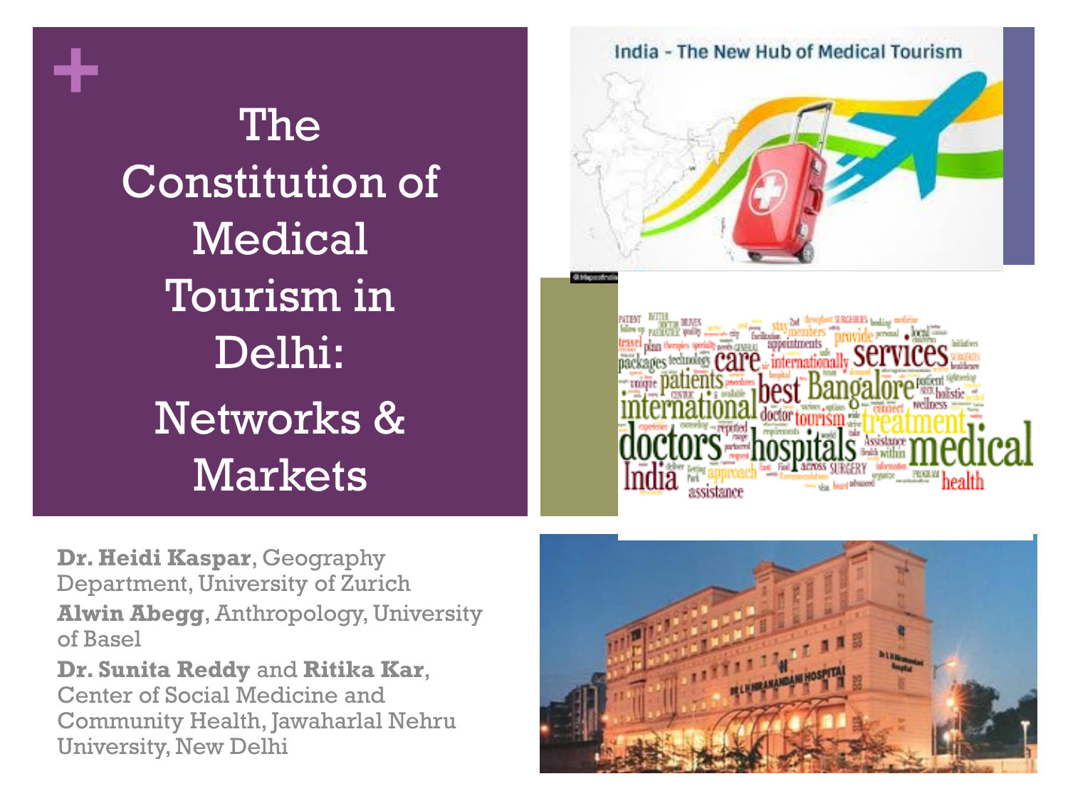# The Constitution of Medical Tourism in Delhi: Networks & Markets

**Dr. Heidi Kaspar**, Geography Department, University of Zurich

**Alwin Abegg**, Anthropology, University of Basel

**Dr. Sunita Reddy** and **Ritika Kar**, Center of Social Medicine and Community Health, Jawaharlal Nehru University, New Delhi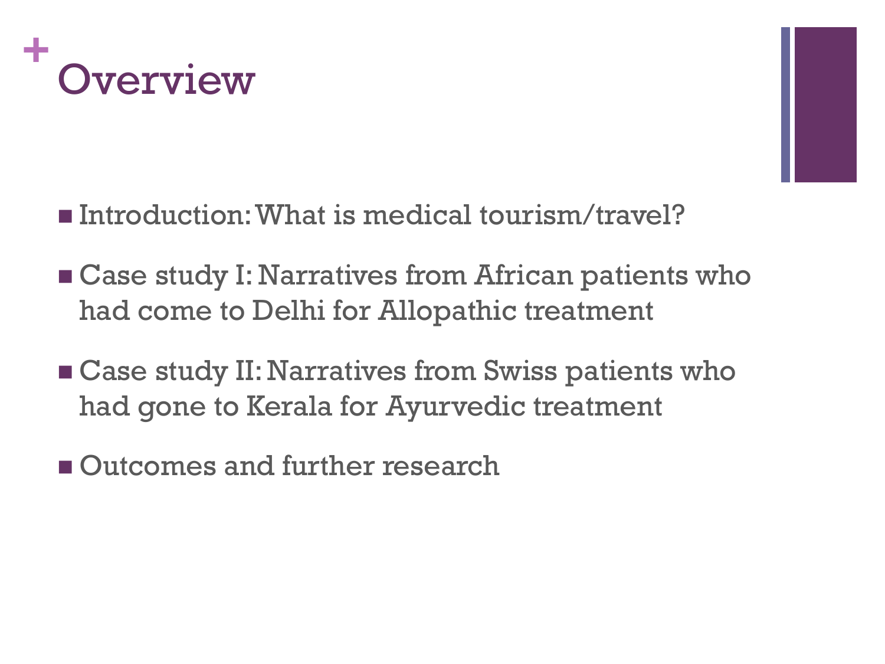# Overview

- Introduction: What is medical tourism/travel?
- Case study I: Narratives from African patients who had come to Delhi for Allopathic treatment
- Case study II: Narratives from Swiss patients who had gone to Kerala for Ayurvedic treatment
- Outcomes and further research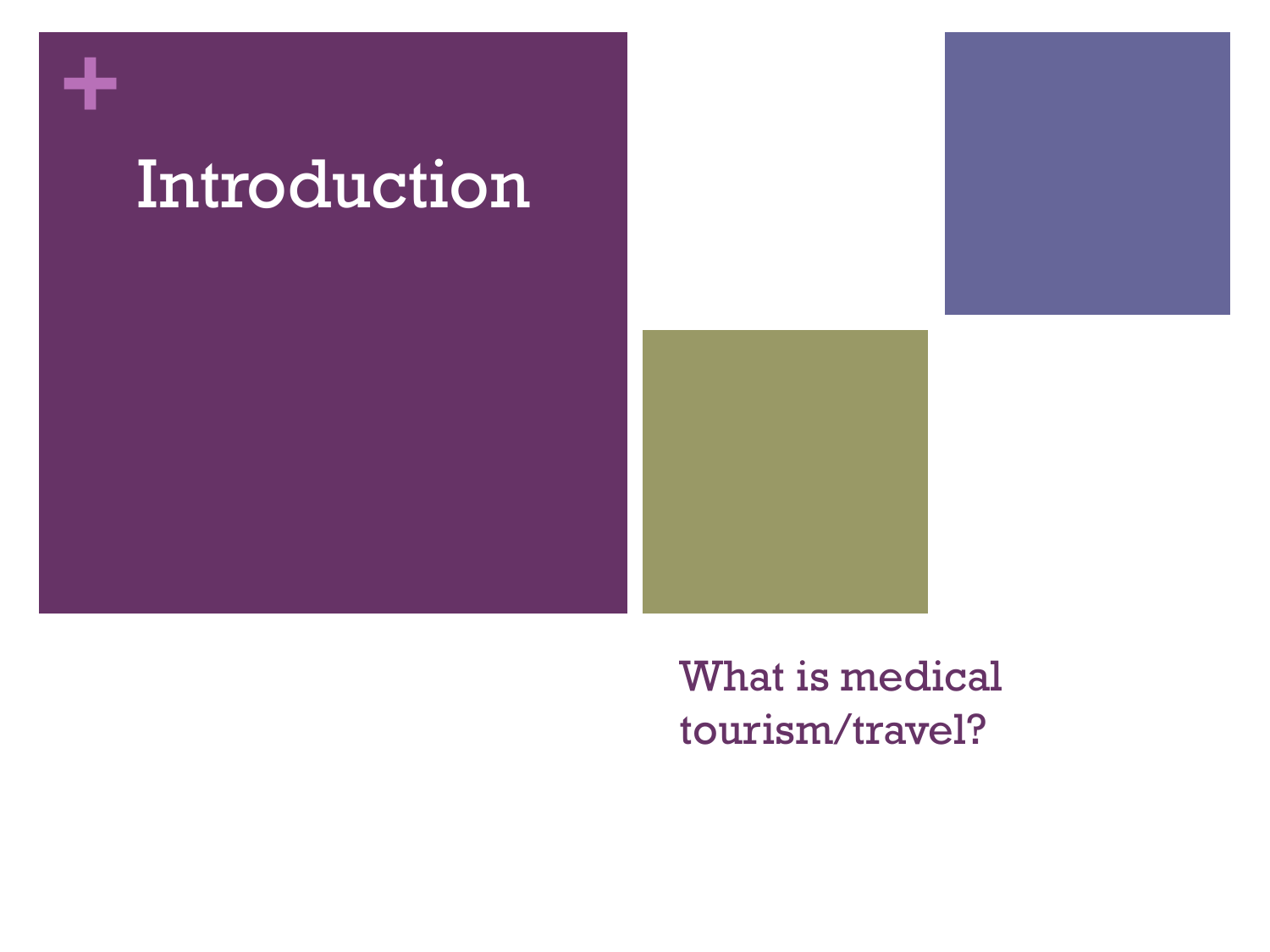# Introduction

What is medical tourism/travel?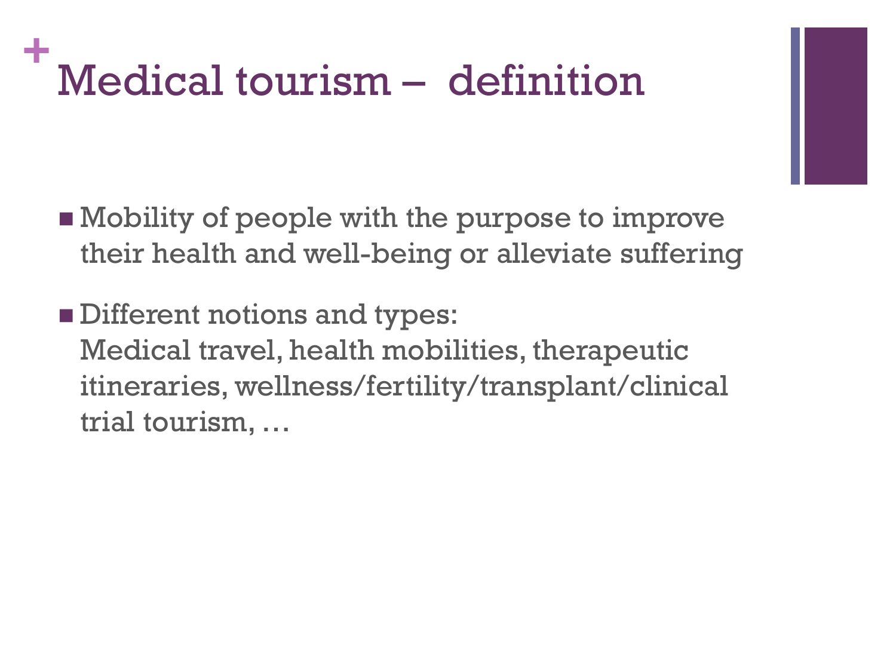# Medical tourism – definition

- Mobility of people with the purpose to improve their health and well-being or alleviate suffering
- Different notions and types:
  Medical travel, health mobilities, therapeutic itineraries, wellness/fertility/transplant/clinical trial tourism, …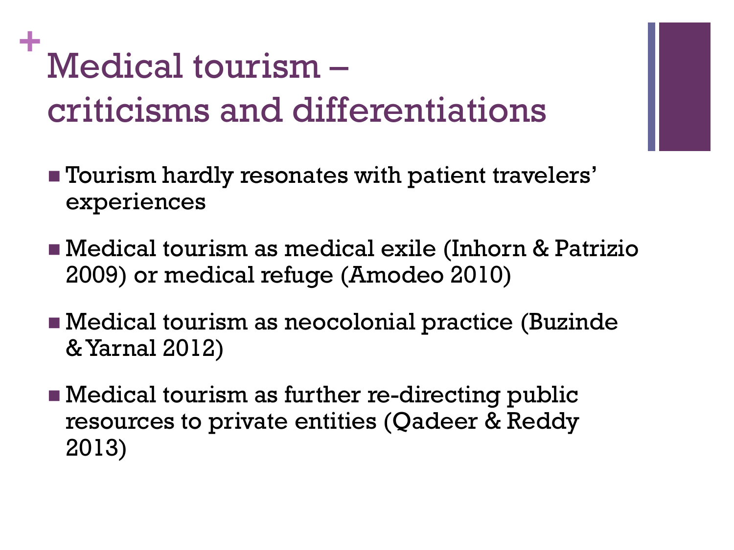# Medical tourism – criticisms and differentiations

- Tourism hardly resonates with patient travelers' experiences
- Medical tourism as medical exile (Inhorn & Patrizio 2009) or medical refuge (Amodeo 2010)
- Medical tourism as neocolonial practice (Buzinde & Yarnal 2012)
- Medical tourism as further re-directing public resources to private entities (Qadeer & Reddy 2013)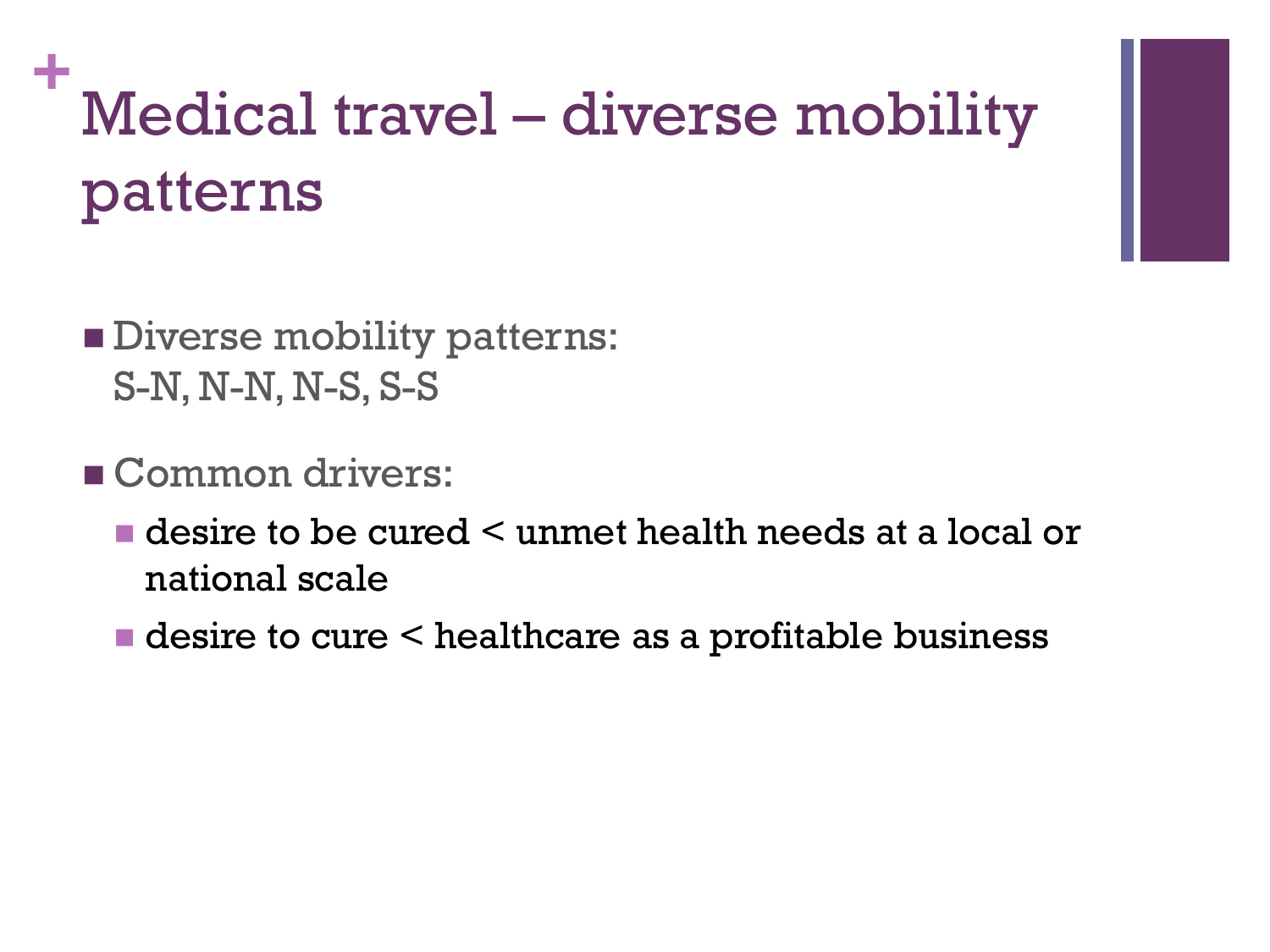# Medical travel – diverse mobility patterns

- Diverse mobility patterns:
  S-N, N-N, N-S, S-S
- Common drivers:
  - desire to be cured < unmet health needs at a local or national scale
  - desire to cure < healthcare as a profitable business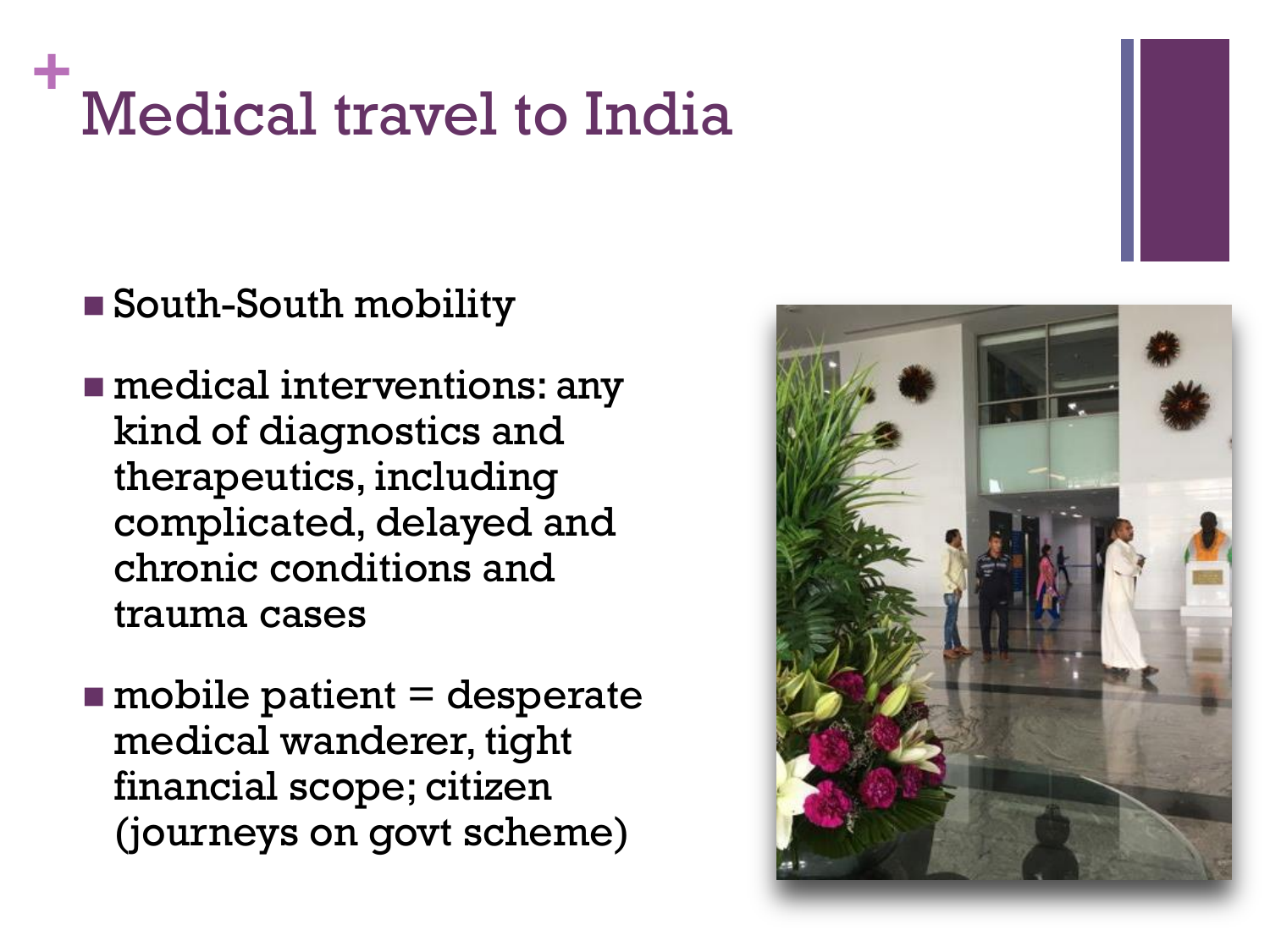# Medical travel to India

- South-South mobility
- medical interventions: any kind of diagnostics and therapeutics, including complicated, delayed and chronic conditions and trauma cases
- mobile patient = desperate medical wanderer, tight financial scope; citizen (journeys on govt scheme)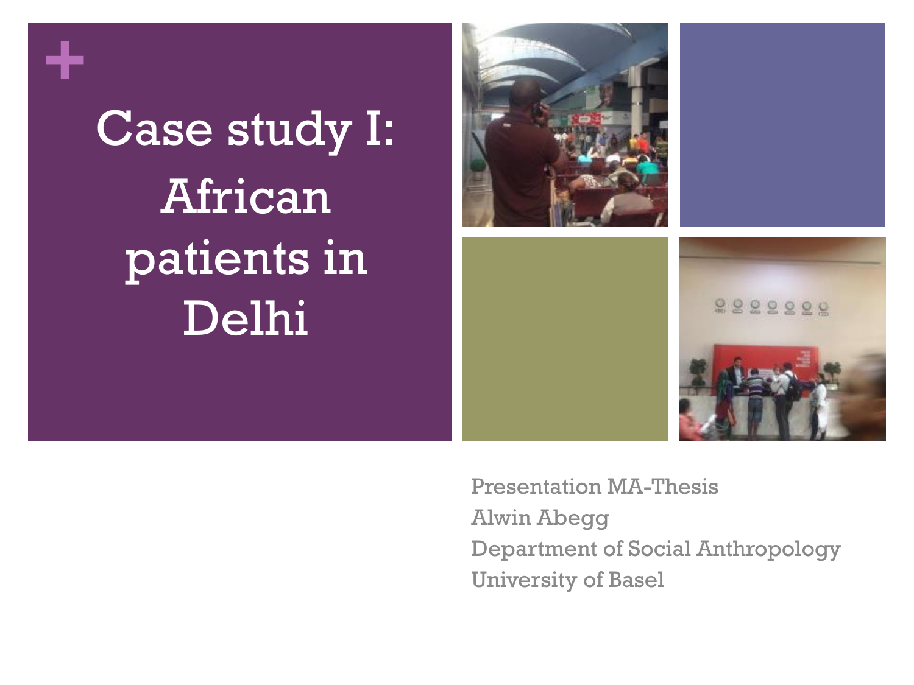# Case study I: African patients in Delhi

Presentation MA-Thesis
Alwin Abegg
Department of Social Anthropology
University of Basel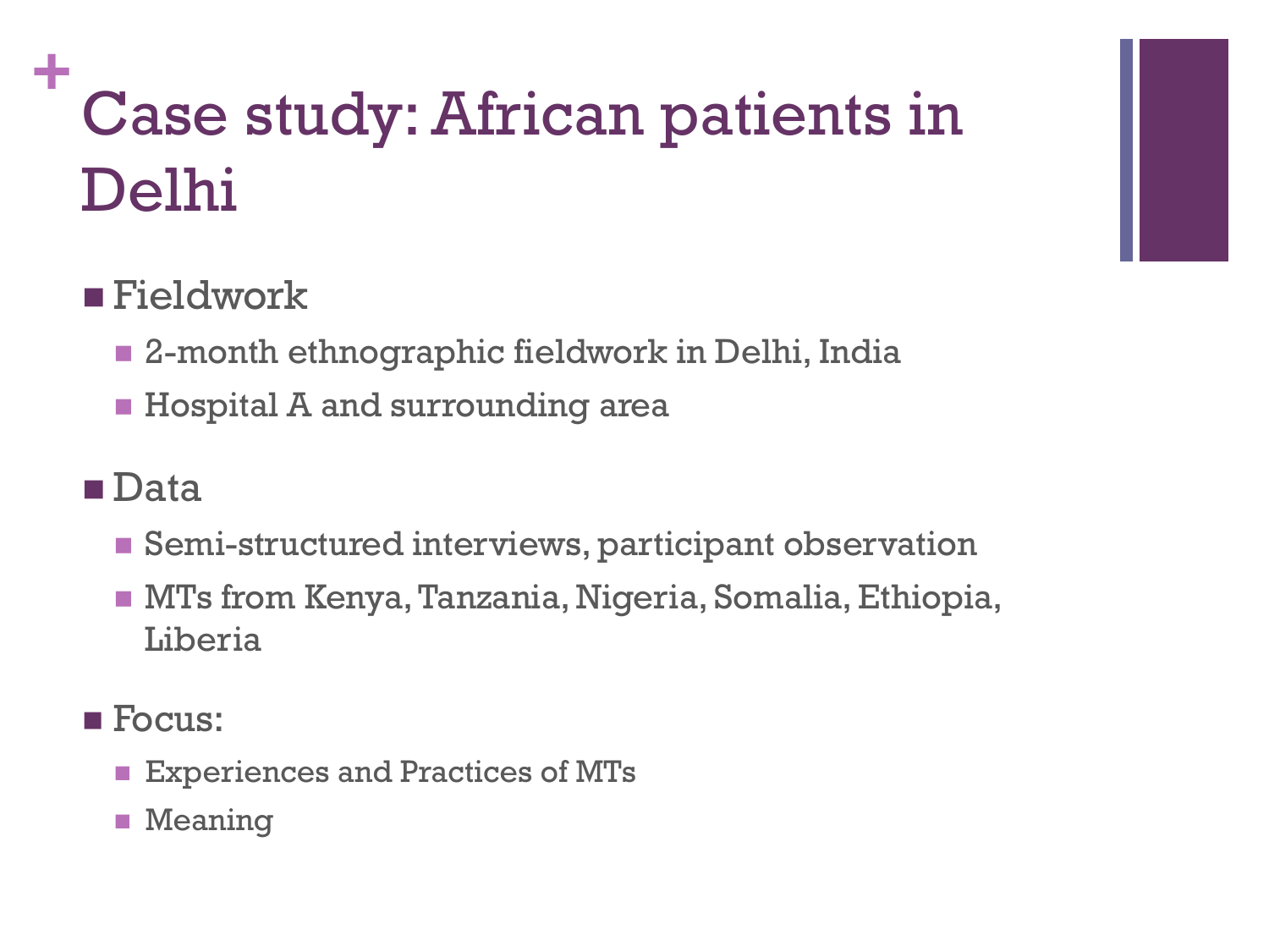# Case study: African patients in Delhi

- Fieldwork
  - 2-month ethnographic fieldwork in Delhi, India
  - Hospital A and surrounding area
- Data
  - Semi-structured interviews, participant observation
  - MTs from Kenya, Tanzania, Nigeria, Somalia, Ethiopia, Liberia
- Focus:
  - Experiences and Practices of MTs
  - Meaning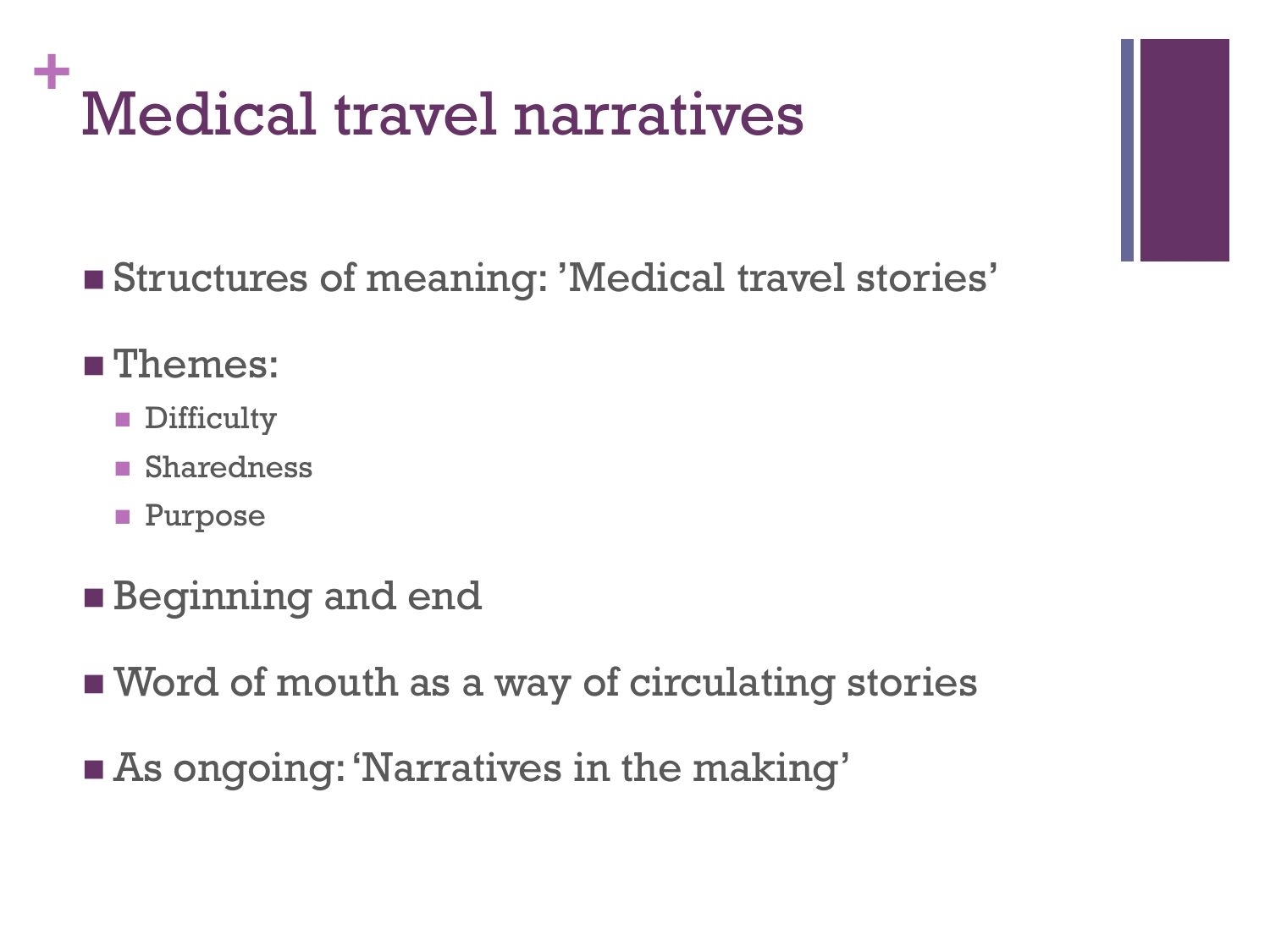# Medical travel narratives

- Structures of meaning: 'Medical travel stories'
- Themes:
  - Difficulty
  - Sharedness
  - Purpose
- Beginning and end
- Word of mouth as a way of circulating stories
- As ongoing: 'Narratives in the making'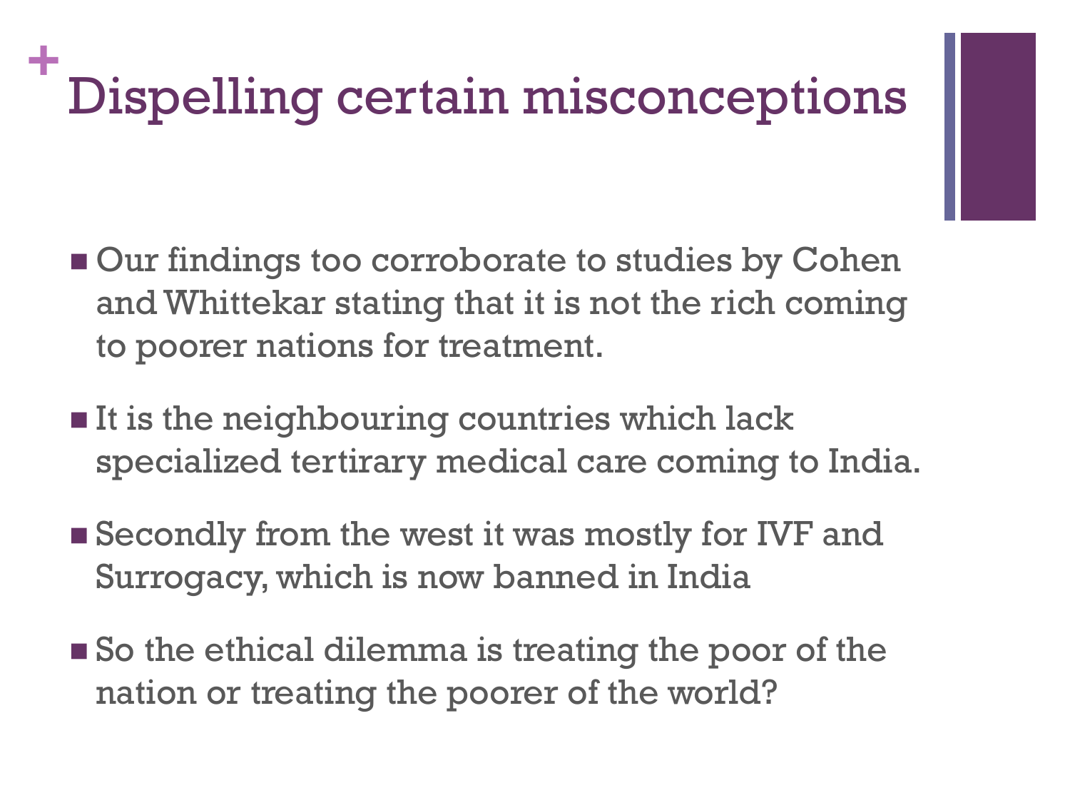# Dispelling certain misconceptions

- Our findings too corroborate to studies by Cohen and Whittekar stating that it is not the rich coming to poorer nations for treatment.
- It is the neighbouring countries which lack specialized tertirary medical care coming to India.
- Secondly from the west it was mostly for IVF and Surrogacy, which is now banned in India
- So the ethical dilemma is treating the poor of the nation or treating the poorer of the world?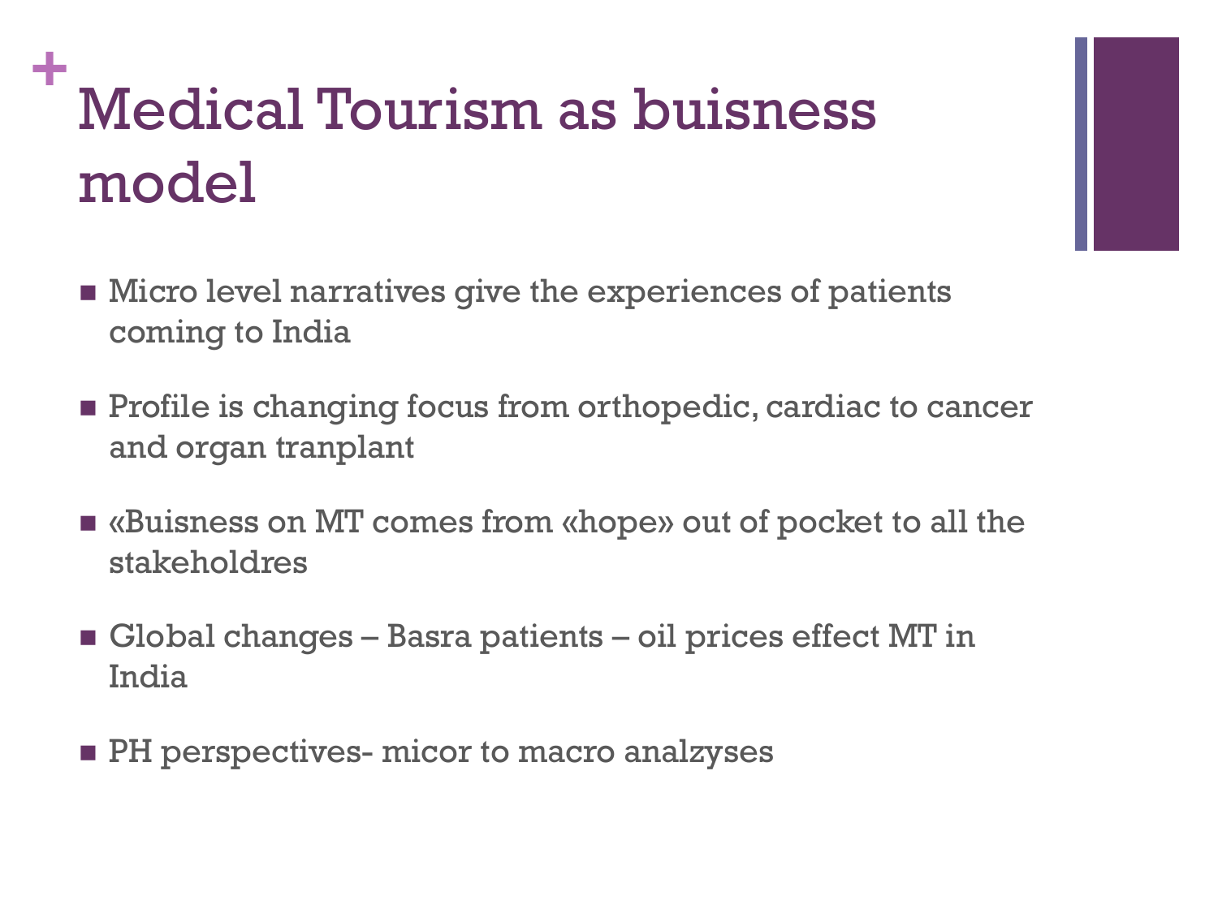# Medical Tourism as buisness model

- Micro level narratives give the experiences of patients coming to India
- Profile is changing focus from orthopedic, cardiac to cancer and organ tranplant
- «Buisness on MT comes from «hope» out of pocket to all the stakeholdres
- Global changes – Basra patients – oil prices effect MT in India
- PH perspectives- micor to macro analzyses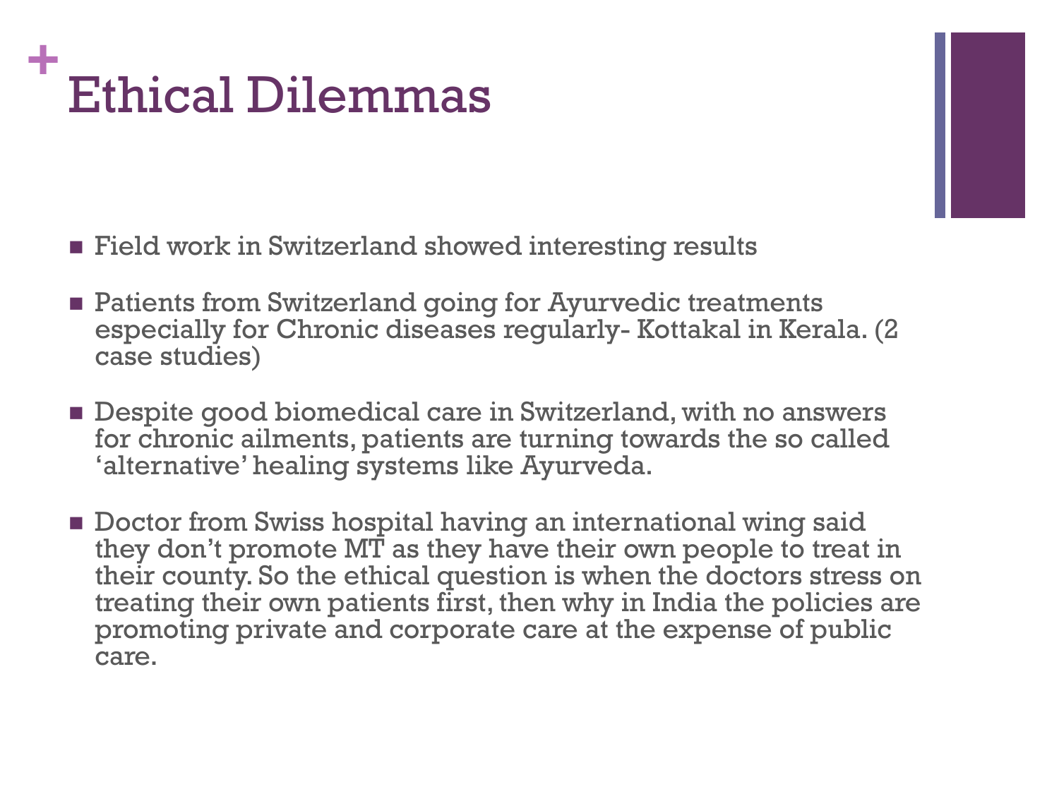# Ethical Dilemmas

- Field work in Switzerland showed interesting results
- Patients from Switzerland going for Ayurvedic treatments especially for Chronic diseases regularly- Kottakal in Kerala. (2 case studies)
- Despite good biomedical care in Switzerland, with no answers for chronic ailments, patients are turning towards the so called 'alternative' healing systems like Ayurveda.
- Doctor from Swiss hospital having an international wing said they don't promote MT as they have their own people to treat in their county. So the ethical question is when the doctors stress on treating their own patients first, then why in India the policies are promoting private and corporate care at the expense of public care.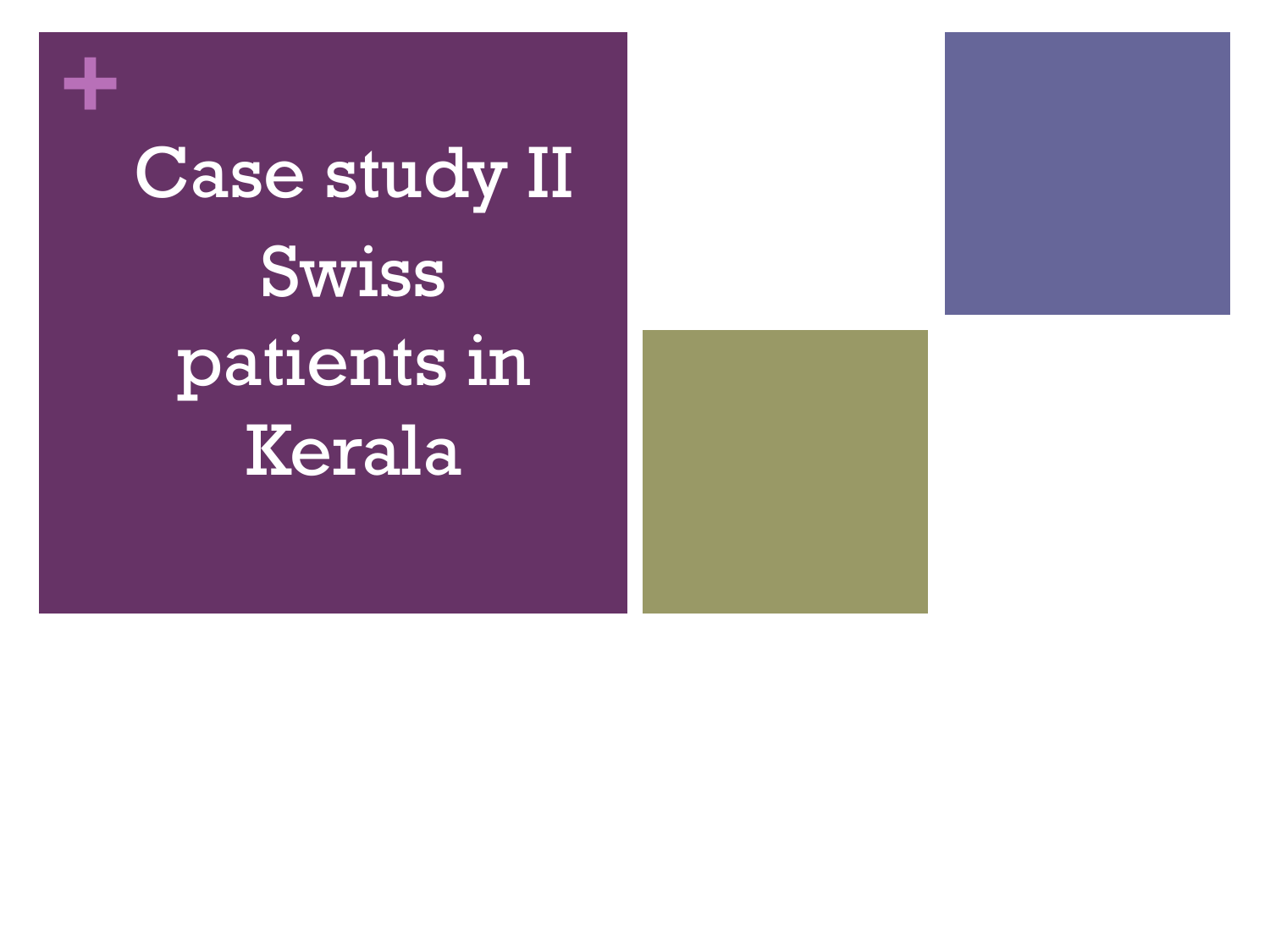# Case study II Swiss patients in Kerala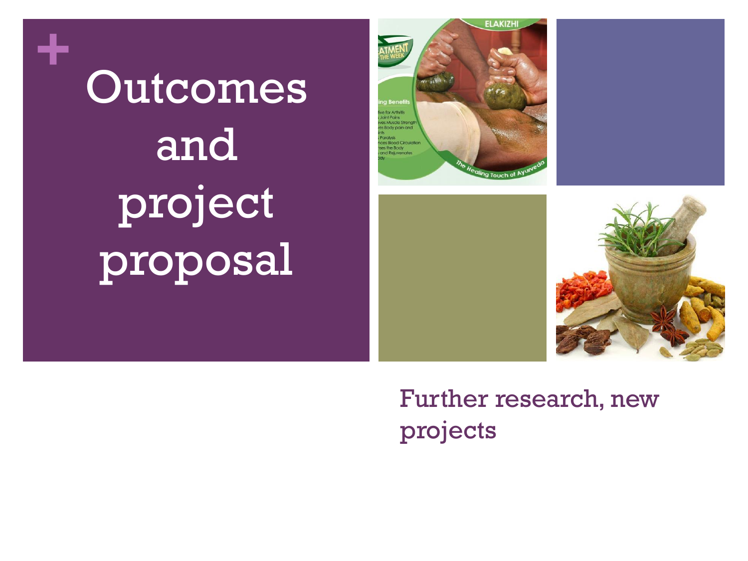# Outcomes and project proposal

Further research, new projects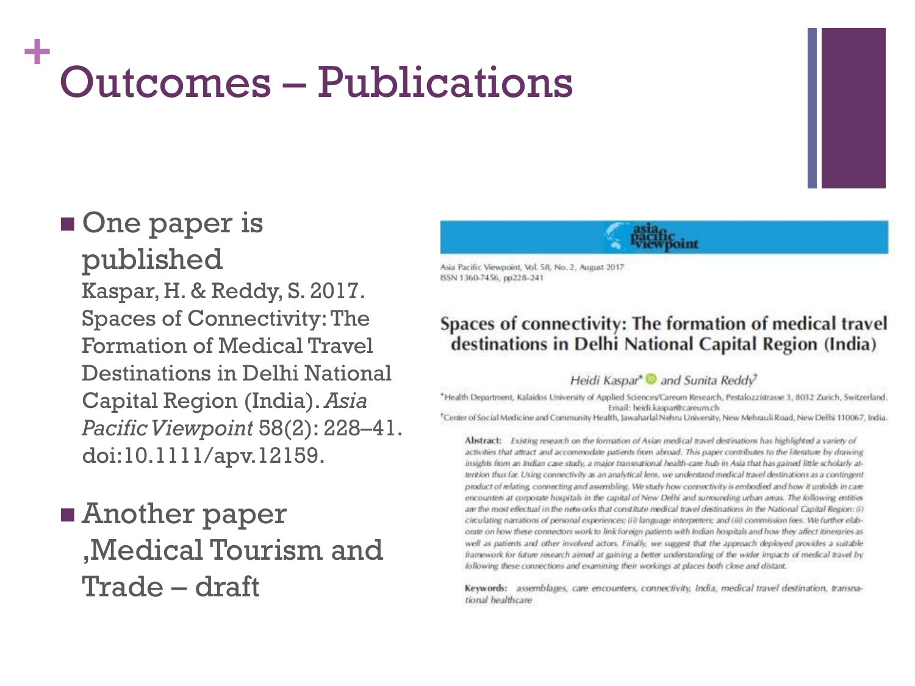# Outcomes – Publications

- One paper is published
  Kaspar, H. & Reddy, S. 2017. Spaces of Connectivity: The Formation of Medical Travel Destinations in Delhi National Capital Region (India). *Asia Pacific Viewpoint* 58(2): 228–41. doi:10.1111/apv.12159.

- Another paper ,Medical Tourism and Trade – draft

asia pacific viewpoint

Asia Pacific Viewpoint, Vol. 58, No. 2, August 2017
ISSN 1360-7456, pp228–241

## Spaces of connectivity: The formation of medical travel destinations in Delhi National Capital Region (India)

*Heidi Kaspar*\* *and Sunita Reddy*†

\*Health Department, Kalaidos University of Applied Sciences/Careum Research, Pestalozzistrasse 3, 8032 Zurich, Switzerland. Email: heidi.kaspar@careum.ch
†Center of Social Medicine and Community Health, Jawaharlal Nehru University, New Mehrauli Road, New Delhi 110067, India.

**Abstract:** *Existing research on the formation of Asian medical travel destinations has highlighted a variety of activities that attract and accommodate patients from abroad. This paper contributes to the literature by drawing insights from an Indian case study, a major transnational health-care hub in Asia that has gained little scholarly attention thus far. Using connectivity as an analytical lens, we understand medical travel destinations as a contingent product of relating, connecting and assembling. We study how connectivity is embodied and how it unfolds in care encounters at corporate hospitals in the capital of New Delhi and surrounding urban areas. The following entities are the most effectual in the networks that constitute medical travel destinations in the National Capital Region: (i) circulating narrations of personal experiences; (ii) language interpreters; and (iii) commission fees. We further elaborate on how these connectors work to link foreign patients with Indian hospitals and how they affect itineraries as well as patients and other involved actors. Finally, we suggest that the approach deployed provides a suitable framework for future research aimed at gaining a better understanding of the wider impacts of medical travel by following these connections and examining their workings at places both close and distant.*

**Keywords:** *assemblages, care encounters, connectivity, India, medical travel destination, transnational healthcare*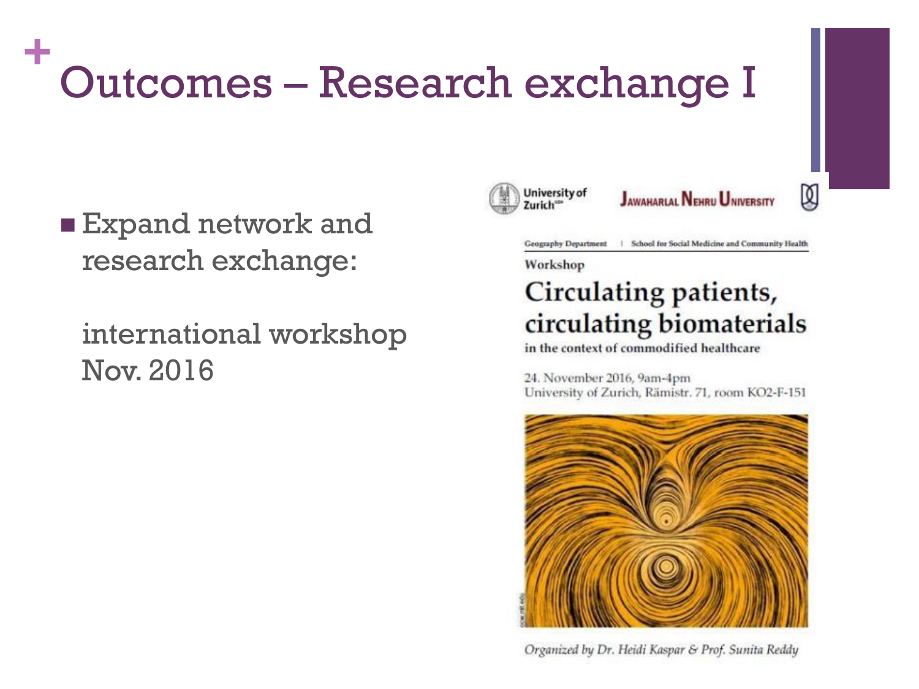# Outcomes – Research exchange I

- Expand network and research exchange:

  international workshop Nov. 2016

University of Zurich | Jawaharlal Nehru University

Geography Department | School for Social Medicine and Community Health

Workshop

## Circulating patients, circulating biomaterials

in the context of commodified healthcare

24. November 2016, 9am-4pm
University of Zurich, Rämistr. 71, room KO2-F-151

*Organized by Dr. Heidi Kaspar & Prof. Sunita Reddy*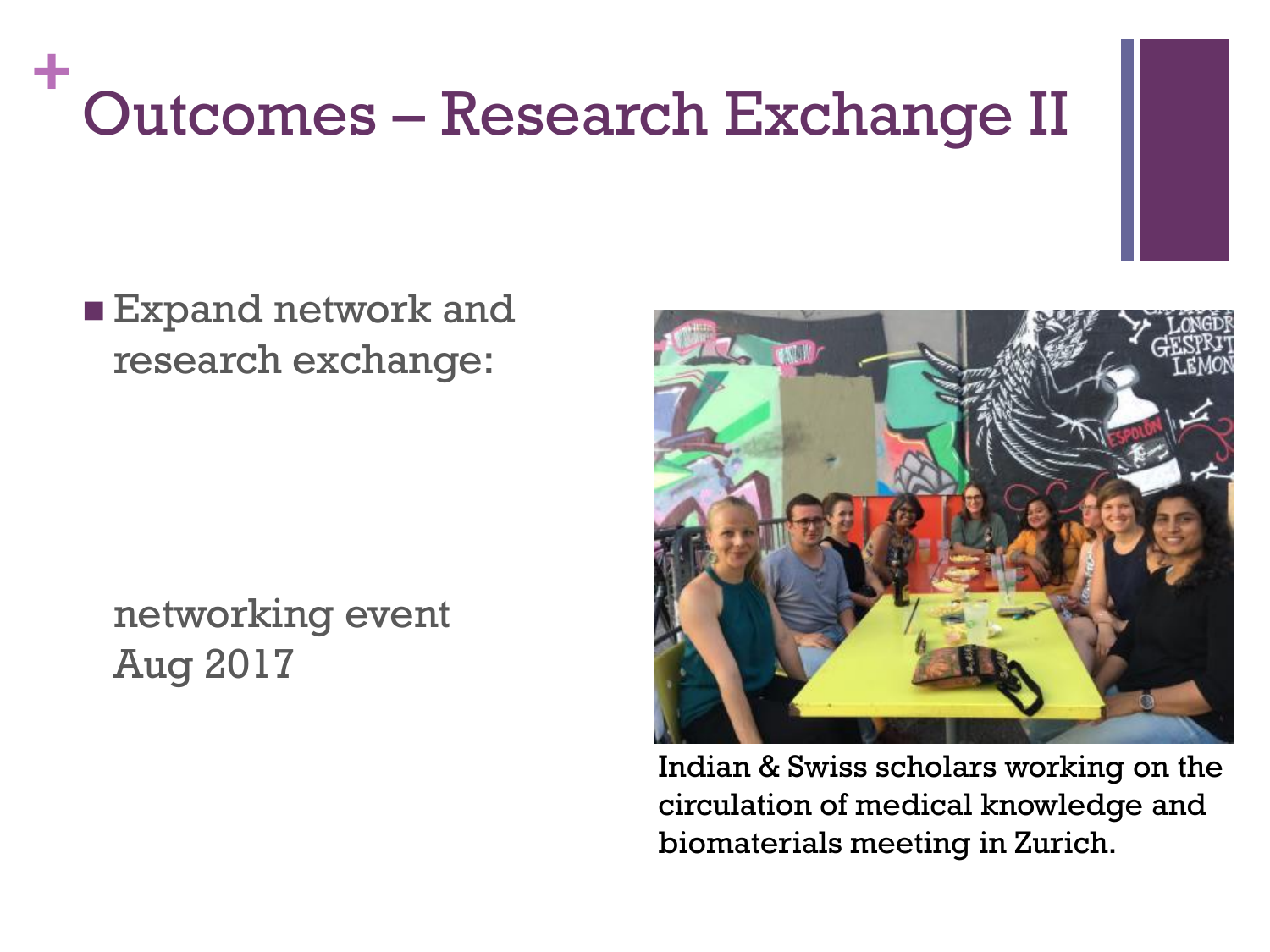# Outcomes – Research Exchange II

- Expand network and research exchange:

  networking event Aug 2017

Indian & Swiss scholars working on the circulation of medical knowledge and biomaterials meeting in Zurich.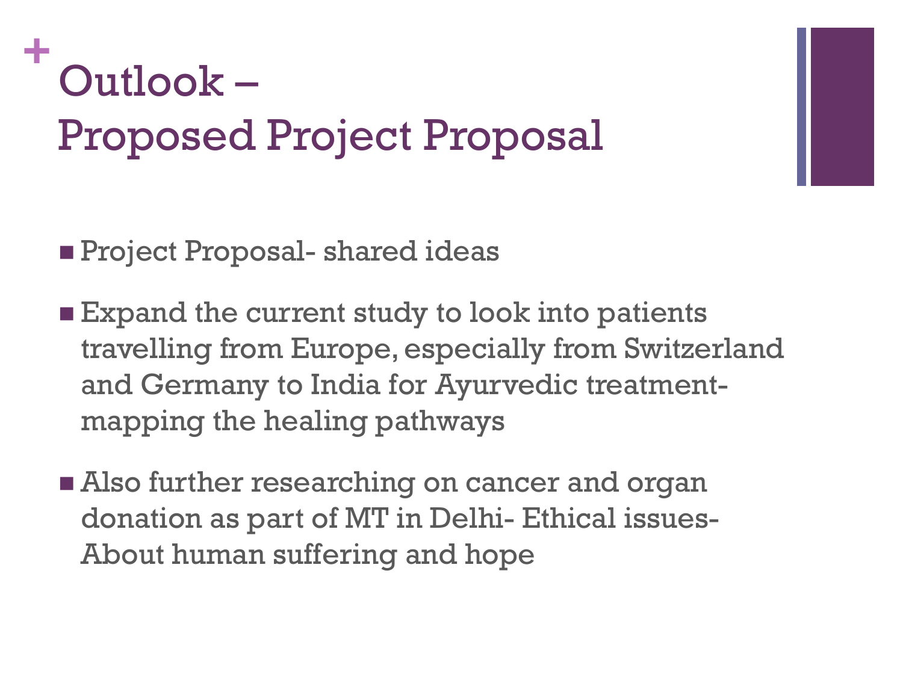# Outlook – Proposed Project Proposal

- Project Proposal- shared ideas
- Expand the current study to look into patients travelling from Europe, especially from Switzerland and Germany to India for Ayurvedic treatment- mapping the healing pathways
- Also further researching on cancer and organ donation as part of MT in Delhi- Ethical issues- About human suffering and hope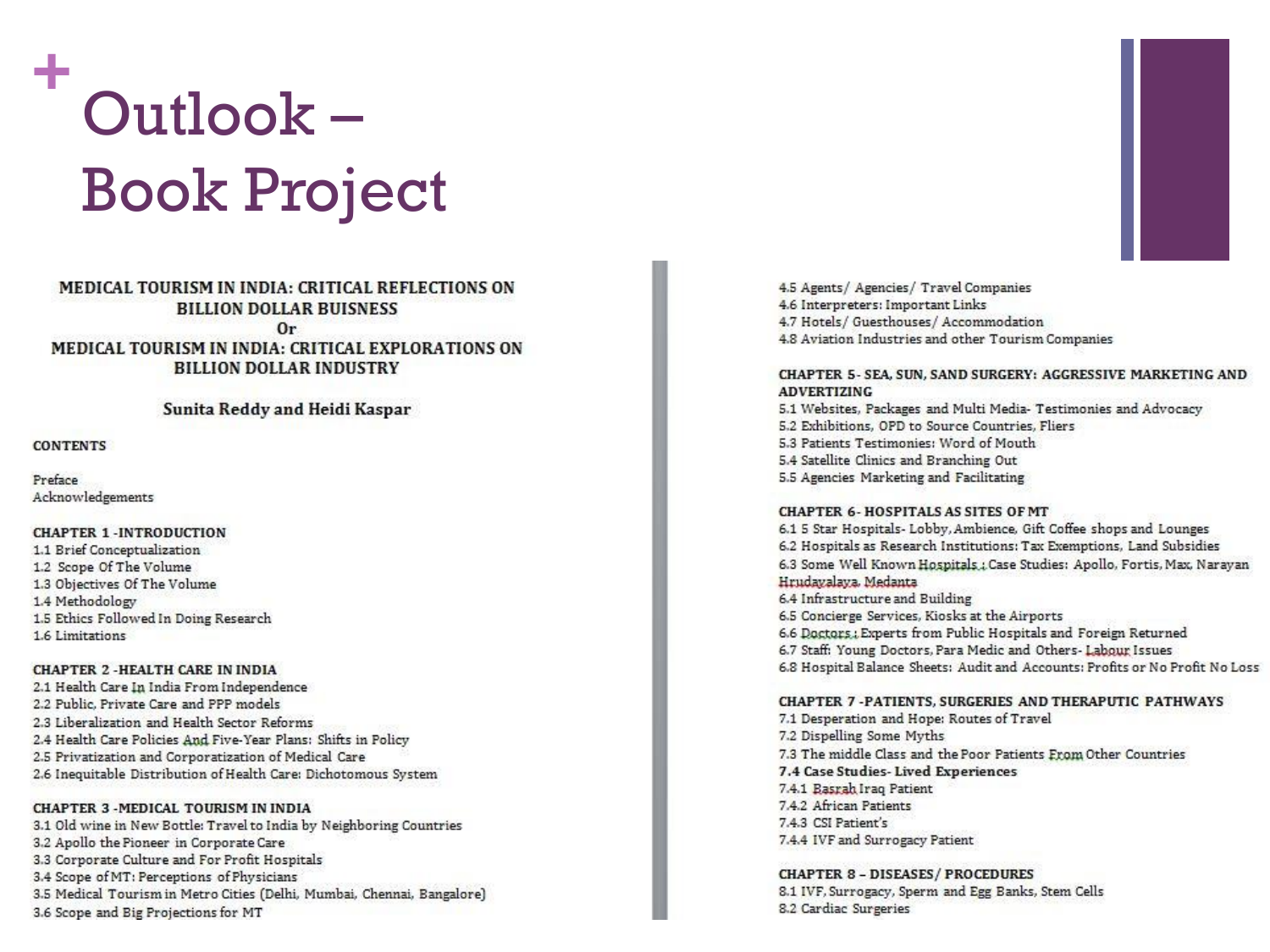# Outlook – Book Project

**MEDICAL TOURISM IN INDIA: CRITICAL REFLECTIONS ON BILLION DOLLAR BUISNESS**

**Or**

**MEDICAL TOURISM IN INDIA: CRITICAL EXPLORATIONS ON BILLION DOLLAR INDUSTRY**

**Sunita Reddy and Heidi Kaspar**

**CONTENTS**

Preface
Acknowledgements

**CHAPTER 1 -INTRODUCTION**

1.1 Brief Conceptualization
1.2 Scope Of The Volume
1.3 Objectives Of The Volume
1.4 Methodology
1.5 Ethics Followed In Doing Research
1.6 Limitations

**CHAPTER 2 -HEALTH CARE IN INDIA**

2.1 Health Care In India From Independence
2.2 Public, Private Care and PPP models
2.3 Liberalization and Health Sector Reforms
2.4 Health Care Policies And Five-Year Plans: Shifts in Policy
2.5 Privatization and Corporatization of Medical Care
2.6 Inequitable Distribution of Health Care: Dichotomous System

**CHAPTER 3 -MEDICAL TOURISM IN INDIA**

3.1 Old wine in New Bottle: Travel to India by Neighboring Countries
3.2 Apollo the Pioneer in Corporate Care
3.3 Corporate Culture and For Profit Hospitals
3.4 Scope of MT: Perceptions of Physicians
3.5 Medical Tourism in Metro Cities (Delhi, Mumbai, Chennai, Bangalore)
3.6 Scope and Big Projections for MT

4.5 Agents/ Agencies/ Travel Companies
4.6 Interpreters: Important Links
4.7 Hotels/ Guesthouses/ Accommodation
4.8 Aviation Industries and other Tourism Companies

**CHAPTER 5- SEA, SUN, SAND SURGERY: AGGRESSIVE MARKETING AND ADVERTIZING**

5.1 Websites, Packages and Multi Media- Testimonies and Advocacy
5.2 Exhibitions, OPD to Source Countries, Fliers
5.3 Patients Testimonies: Word of Mouth
5.4 Satellite Clinics and Branching Out
5.5 Agencies Marketing and Facilitating

**CHAPTER 6- HOSPITALS AS SITES OF MT**

6.1 5 Star Hospitals- Lobby, Ambience, Gift Coffee shops and Lounges
6.2 Hospitals as Research Institutions: Tax Exemptions, Land Subsidies
6.3 Some Well Known Hospitals : Case Studies: Apollo, Fortis, Max, Narayan Hrudayalaya, Medanta
6.4 Infrastructure and Building
6.5 Concierge Services, Kiosks at the Airports
6.6 Doctors : Experts from Public Hospitals and Foreign Returned
6.7 Staff: Young Doctors, Para Medic and Others- Labour Issues
6.8 Hospital Balance Sheets: Audit and Accounts: Profits or No Profit No Loss

**CHAPTER 7 -PATIENTS, SURGERIES AND THERAPUTIC PATHWAYS**

7.1 Desperation and Hope: Routes of Travel
7.2 Dispelling Some Myths
7.3 The middle Class and the Poor Patients From Other Countries
**7.4 Case Studies- Lived Experiences**
7.4.1 Basrah Iraq Patient
7.4.2 African Patients
7.4.3 CSI Patient's
7.4.4 IVF and Surrogacy Patient

**CHAPTER 8 – DISEASES/ PROCEDURES**

8.1 IVF, Surrogacy, Sperm and Egg Banks, Stem Cells
8.2 Cardiac Surgeries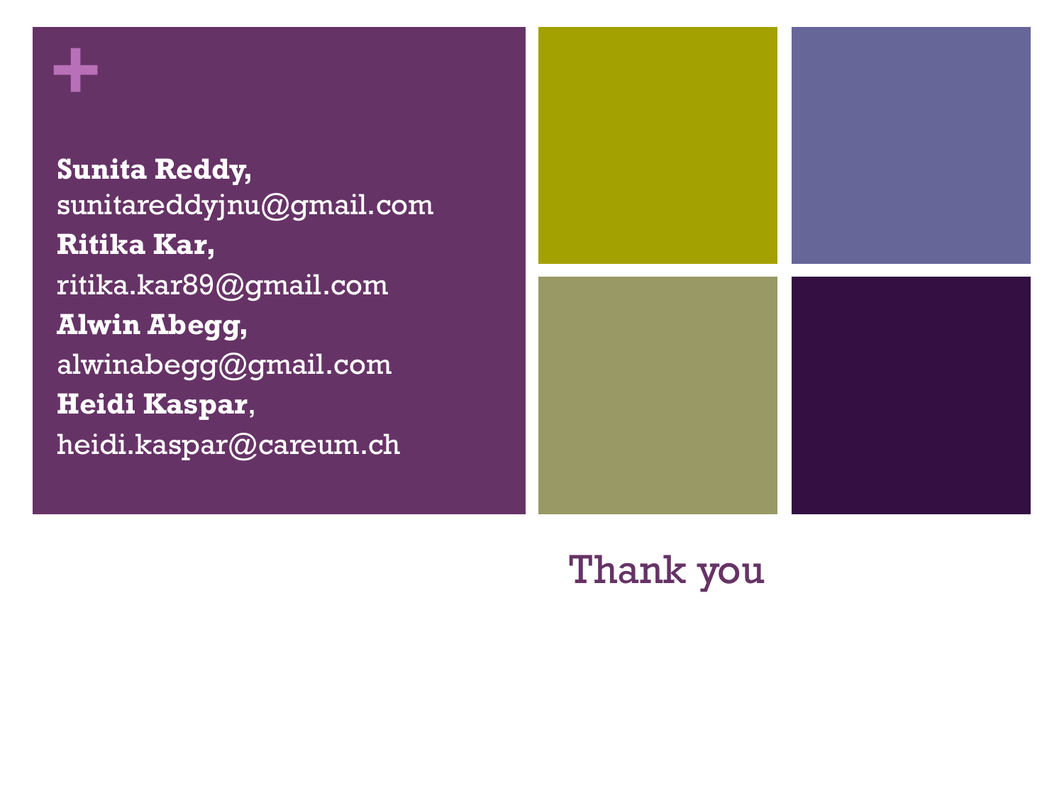**Sunita Reddy,**
sunitareddyjnu@gmail.com
**Ritika Kar,**
ritika.kar89@gmail.com
**Alwin Abegg,**
alwinabegg@gmail.com
**Heidi Kaspar**,
heidi.kaspar@careum.ch

# Thank you